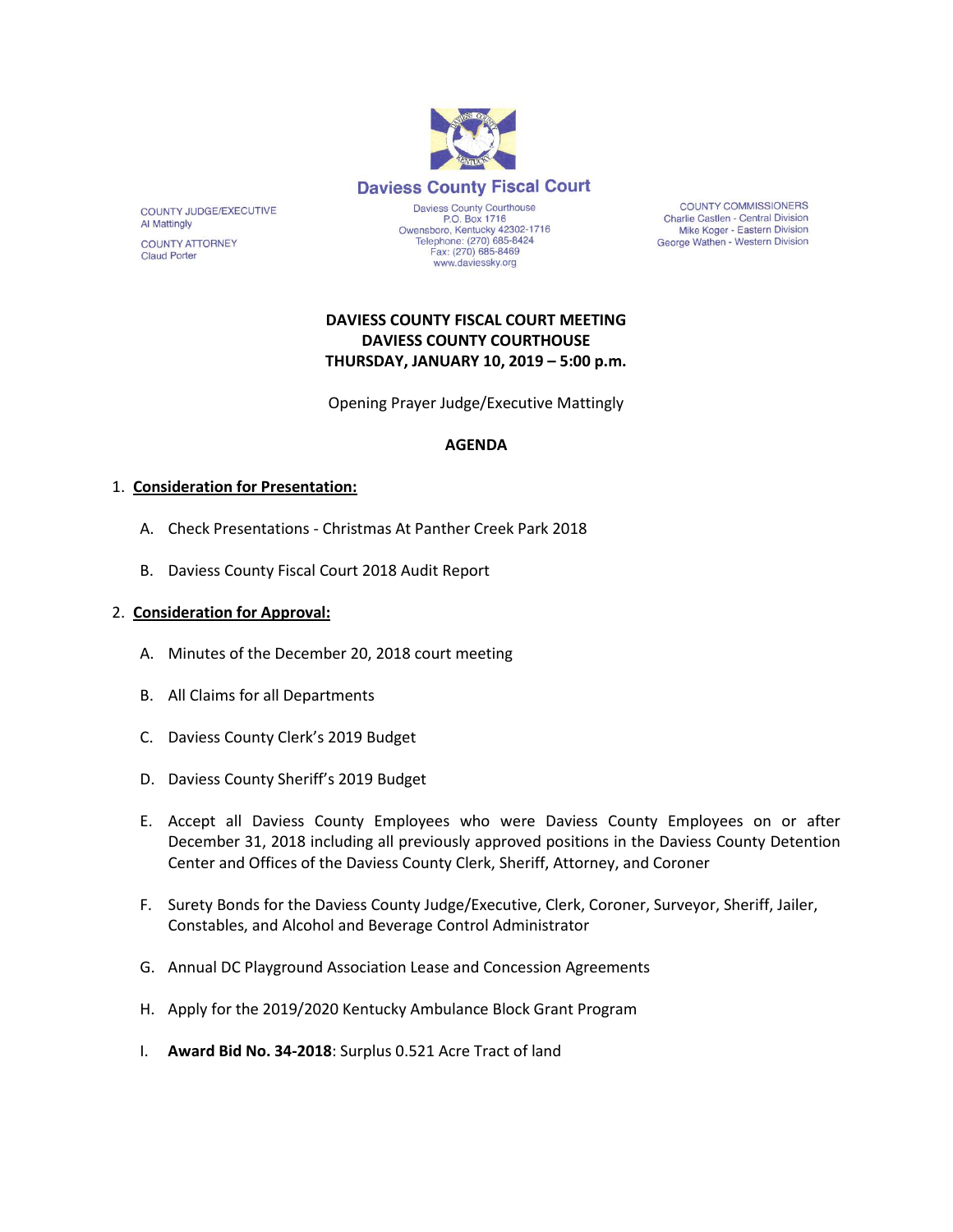# Daviess County Fiscal Court

COUNTY JUDGE/EXECUTIVE
Al Mattingly

COUNTY ATTORNEY
Claud Porter

Daviess County Courthouse
P.O. Box 1716
Owensboro, Kentucky 42302-1716
Telephone: (270) 685-8424
Fax: (270) 685-8469
www.daviessky.org

COUNTY COMMISSIONERS
Charlie Castlen - Central Division
Mike Koger - Eastern Division
George Wathen - Western Division

**DAVIESS COUNTY FISCAL COURT MEETING**
**DAVIESS COUNTY COURTHOUSE**
**THURSDAY, JANUARY 10, 2019 – 5:00 p.m.**

Opening Prayer Judge/Executive Mattingly

**AGENDA**

1. **Consideration for Presentation:**

   A. Check Presentations - Christmas At Panther Creek Park 2018

   B. Daviess County Fiscal Court 2018 Audit Report

2. **Consideration for Approval:**

   A. Minutes of the December 20, 2018 court meeting

   B. All Claims for all Departments

   C. Daviess County Clerk's 2019 Budget

   D. Daviess County Sheriff's 2019 Budget

   E. Accept all Daviess County Employees who were Daviess County Employees on or after December 31, 2018 including all previously approved positions in the Daviess County Detention Center and Offices of the Daviess County Clerk, Sheriff, Attorney, and Coroner

   F. Surety Bonds for the Daviess County Judge/Executive, Clerk, Coroner, Surveyor, Sheriff, Jailer, Constables, and Alcohol and Beverage Control Administrator

   G. Annual DC Playground Association Lease and Concession Agreements

   H. Apply for the 2019/2020 Kentucky Ambulance Block Grant Program

   I. **Award Bid No. 34-2018**: Surplus 0.521 Acre Tract of land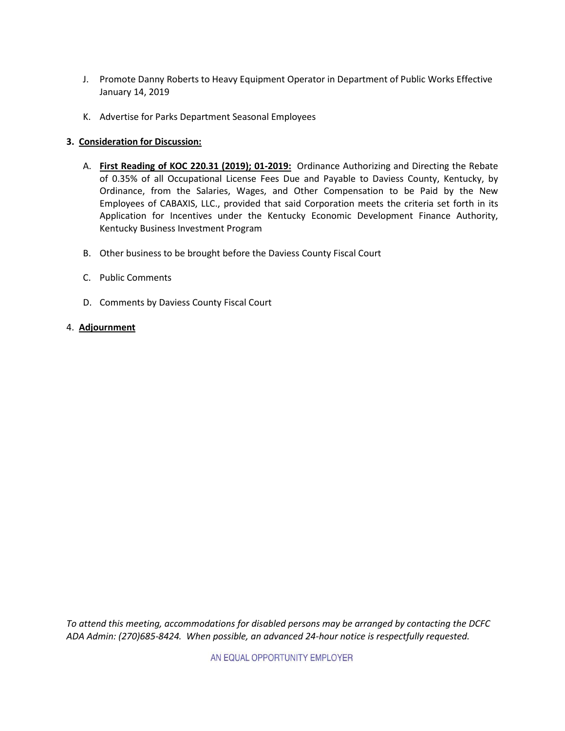J. Promote Danny Roberts to Heavy Equipment Operator in Department of Public Works Effective January 14, 2019

K. Advertise for Parks Department Seasonal Employees

**3. Consideration for Discussion:**

A. **First Reading of KOC 220.31 (2019); 01-2019:** Ordinance Authorizing and Directing the Rebate of 0.35% of all Occupational License Fees Due and Payable to Daviess County, Kentucky, by Ordinance, from the Salaries, Wages, and Other Compensation to be Paid by the New Employees of CABAXIS, LLC., provided that said Corporation meets the criteria set forth in its Application for Incentives under the Kentucky Economic Development Finance Authority, Kentucky Business Investment Program

B. Other business to be brought before the Daviess County Fiscal Court

C. Public Comments

D. Comments by Daviess County Fiscal Court

4. **Adjournment**

*To attend this meeting, accommodations for disabled persons may be arranged by contacting the DCFC ADA Admin: (270)685-8424. When possible, an advanced 24-hour notice is respectfully requested.*

AN EQUAL OPPORTUNITY EMPLOYER